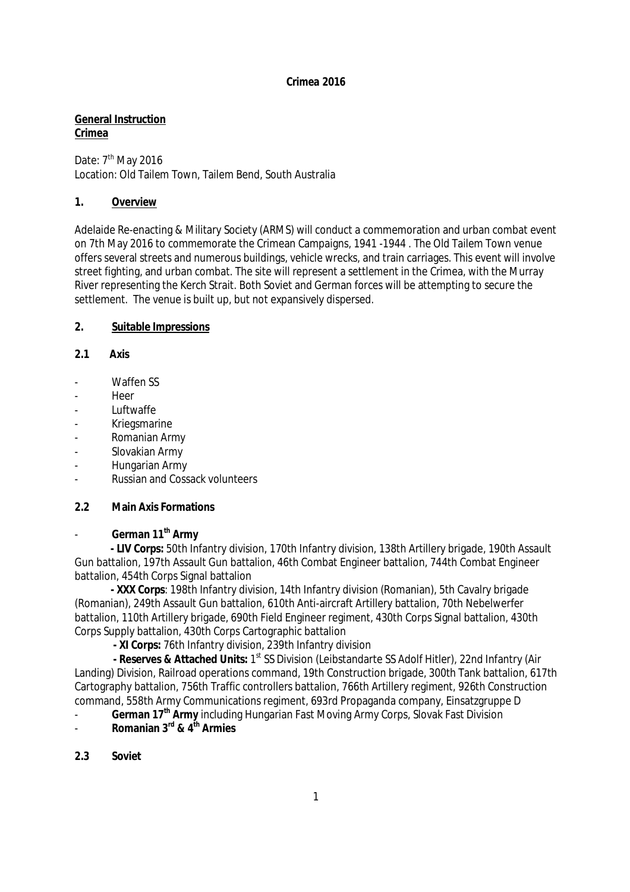**Crimea 2016**

**General Instruction**
**Crimea**

Date: 7th May 2016
Location: Old Tailem Town, Tailem Bend, South Australia

## 1. Overview

Adelaide Re-enacting & Military Society (ARMS) will conduct a commemoration and urban combat event on 7th May 2016 to commemorate the Crimean Campaigns, 1941 -1944 . The Old Tailem Town venue offers several streets and numerous buildings, vehicle wrecks, and train carriages. This event will involve street fighting, and urban combat. The site will represent a settlement in the Crimea, with the Murray River representing the Kerch Strait. Both Soviet and German forces will be attempting to secure the settlement. The venue is built up, but not expansively dispersed.

## 2. Suitable Impressions

### 2.1 Axis

- Waffen SS
- Heer
- Luftwaffe
- Kriegsmarine
- Romanian Army
- Slovakian Army
- Hungarian Army
- Russian and Cossack volunteers

### 2.2 Main Axis Formations

- **German 11th Army**
  - **LIV Corps:** 50th Infantry division, 170th Infantry division, 138th Artillery brigade, 190th Assault Gun battalion, 197th Assault Gun battalion, 46th Combat Engineer battalion, 744th Combat Engineer battalion, 454th Corps Signal battalion
  - **XXX Corps**: 198th Infantry division, 14th Infantry division (Romanian), 5th Cavalry brigade (Romanian), 249th Assault Gun battalion, 610th Anti-aircraft Artillery battalion, 70th Nebelwerfer battalion, 110th Artillery brigade, 690th Field Engineer regiment, 430th Corps Signal battalion, 430th Corps Supply battalion, 430th Corps Cartographic battalion
  - **XI Corps:** 76th Infantry division, 239th Infantry division
  - **Reserves & Attached Units:** 1st SS Division (Leibstandarte SS Adolf Hitler), 22nd Infantry (Air Landing) Division, Railroad operations command, 19th Construction brigade, 300th Tank battalion, 617th Cartography battalion, 756th Traffic controllers battalion, 766th Artillery regiment, 926th Construction command, 558th Army Communications regiment, 693rd Propaganda company, Einsatzgruppe D
- **German 17th Army** including Hungarian Fast Moving Army Corps, Slovak Fast Division
- **Romanian 3rd & 4th Armies**

### 2.3 Soviet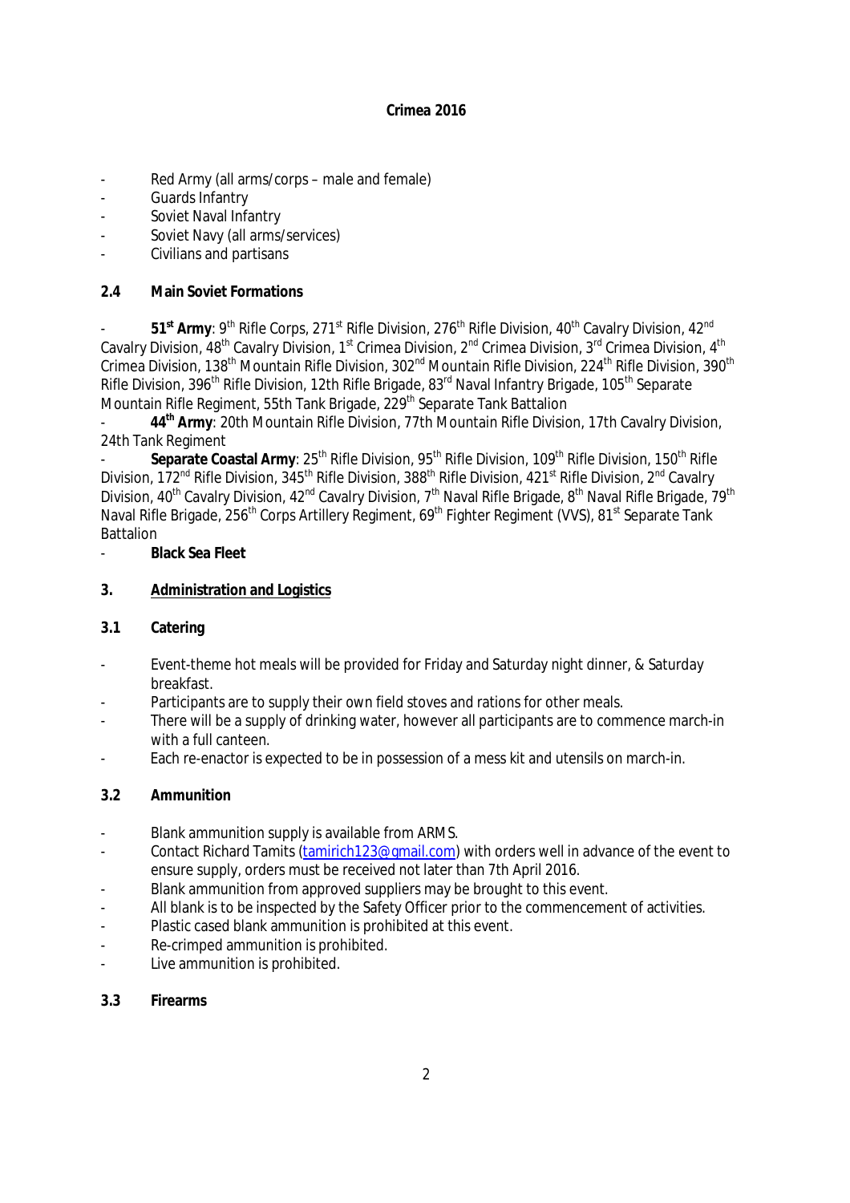**Crimea 2016**

- Red Army (all arms/corps – male and female)
- Guards Infantry
- Soviet Naval Infantry
- Soviet Navy (all arms/services)
- Civilians and partisans

## 2.4 Main Soviet Formations

- **51st Army**: 9th Rifle Corps, 271st Rifle Division, 276th Rifle Division, 40th Cavalry Division, 42nd Cavalry Division, 48th Cavalry Division, 1st Crimea Division, 2nd Crimea Division, 3rd Crimea Division, 4th Crimea Division, 138th Mountain Rifle Division, 302nd Mountain Rifle Division, 224th Rifle Division, 390th Rifle Division, 396th Rifle Division, 12th Rifle Brigade, 83rd Naval Infantry Brigade, 105th Separate Mountain Rifle Regiment, 55th Tank Brigade, 229th Separate Tank Battalion
- **44th Army**: 20th Mountain Rifle Division, 77th Mountain Rifle Division, 17th Cavalry Division, 24th Tank Regiment
- **Separate Coastal Army**: 25th Rifle Division, 95th Rifle Division, 109th Rifle Division, 150th Rifle Division, 172nd Rifle Division, 345th Rifle Division, 388th Rifle Division, 421st Rifle Division, 2nd Cavalry Division, 40th Cavalry Division, 42nd Cavalry Division, 7th Naval Rifle Brigade, 8th Naval Rifle Brigade, 79th Naval Rifle Brigade, 256th Corps Artillery Regiment, 69th Fighter Regiment (VVS), 81st Separate Tank Battalion
- **Black Sea Fleet**

# 3. Administration and Logistics

## 3.1 Catering

- Event-theme hot meals will be provided for Friday and Saturday night dinner, & Saturday breakfast.
- Participants are to supply their own field stoves and rations for other meals.
- There will be a supply of drinking water, however all participants are to commence march-in with a full canteen.
- Each re-enactor is expected to be in possession of a mess kit and utensils on march-in.

## 3.2 Ammunition

- Blank ammunition supply is available from ARMS.
- Contact Richard Tamits (tamirich123@gmail.com) with orders well in advance of the event to ensure supply, orders must be received not later than 7th April 2016.
- Blank ammunition from approved suppliers may be brought to this event.
- All blank is to be inspected by the Safety Officer prior to the commencement of activities.
- Plastic cased blank ammunition is prohibited at this event.
- Re-crimped ammunition is prohibited.
- Live ammunition is prohibited.

## 3.3 Firearms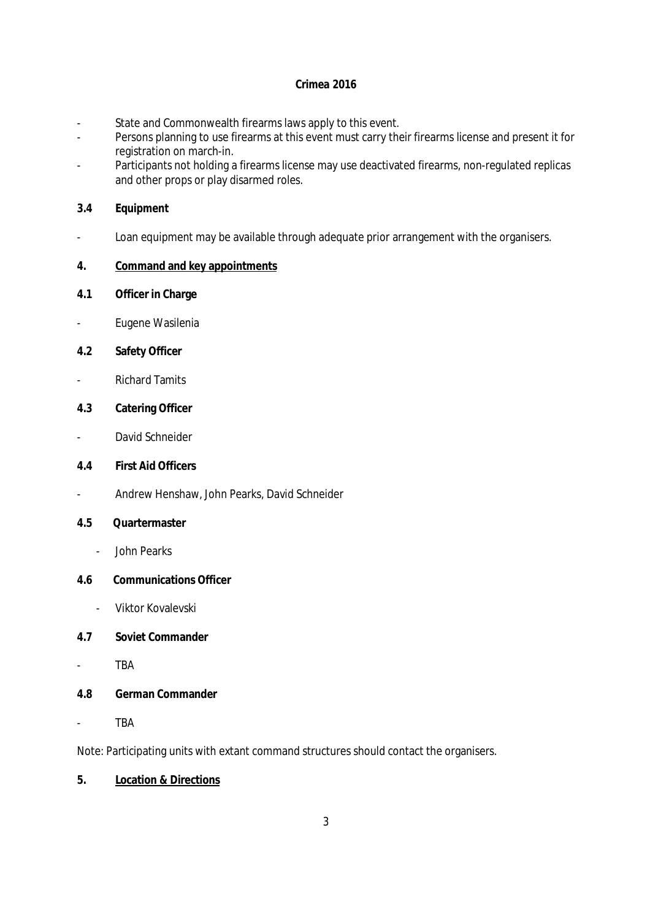**Crimea 2016**

- State and Commonwealth firearms laws apply to this event.
- Persons planning to use firearms at this event must carry their firearms license and present it for registration on march-in.
- Participants not holding a firearms license may use deactivated firearms, non-regulated replicas and other props or play disarmed roles.

**3.4 Equipment**

- Loan equipment may be available through adequate prior arrangement with the organisers.

## 4. Command and key appointments

**4.1 Officer in Charge**

- Eugene Wasilenia

**4.2 Safety Officer**

- Richard Tamits

**4.3 Catering Officer**

- David Schneider

**4.4 First Aid Officers**

- Andrew Henshaw, John Pearks, David Schneider

**4.5 Quartermaster**

- John Pearks

**4.6 Communications Officer**

- Viktor Kovalevski

**4.7 Soviet Commander**

- TBA

**4.8 German Commander**

- TBA

Note: Participating units with extant command structures should contact the organisers.

## 5. Location & Directions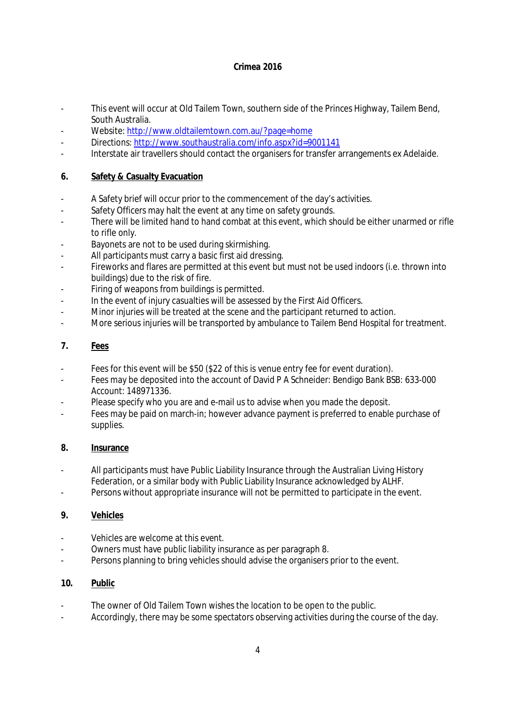**Crimea 2016**

- This event will occur at Old Tailem Town, southern side of the Princes Highway, Tailem Bend, South Australia.
- Website: http://www.oldtailemtown.com.au/?page=home
- Directions: http://www.southaustralia.com/info.aspx?id=9001141
- Interstate air travellers should contact the organisers for transfer arrangements ex Adelaide.

## 6. Safety & Casualty Evacuation

- A Safety brief will occur prior to the commencement of the day's activities.
- Safety Officers may halt the event at any time on safety grounds.
- There will be limited hand to hand combat at this event, which should be either unarmed or rifle to rifle only.
- Bayonets are not to be used during skirmishing.
- All participants must carry a basic first aid dressing.
- Fireworks and flares are permitted at this event but must not be used indoors (i.e. thrown into buildings) due to the risk of fire.
- Firing of weapons from buildings is permitted.
- In the event of injury casualties will be assessed by the First Aid Officers.
- Minor injuries will be treated at the scene and the participant returned to action.
- More serious injuries will be transported by ambulance to Tailem Bend Hospital for treatment.

## 7. Fees

- Fees for this event will be $50 ($22 of this is venue entry fee for event duration).
- Fees may be deposited into the account of David P A Schneider: Bendigo Bank BSB: 633-000 Account: 148971336.
- Please specify who you are and e-mail us to advise when you made the deposit.
- Fees may be paid on march-in; however advance payment is preferred to enable purchase of supplies.

## 8. Insurance

- All participants must have Public Liability Insurance through the Australian Living History Federation, or a similar body with Public Liability Insurance acknowledged by ALHF.
- Persons without appropriate insurance will not be permitted to participate in the event.

## 9. Vehicles

- Vehicles are welcome at this event.
- Owners must have public liability insurance as per paragraph 8.
- Persons planning to bring vehicles should advise the organisers prior to the event.

## 10. Public

- The owner of Old Tailem Town wishes the location to be open to the public.
- Accordingly, there may be some spectators observing activities during the course of the day.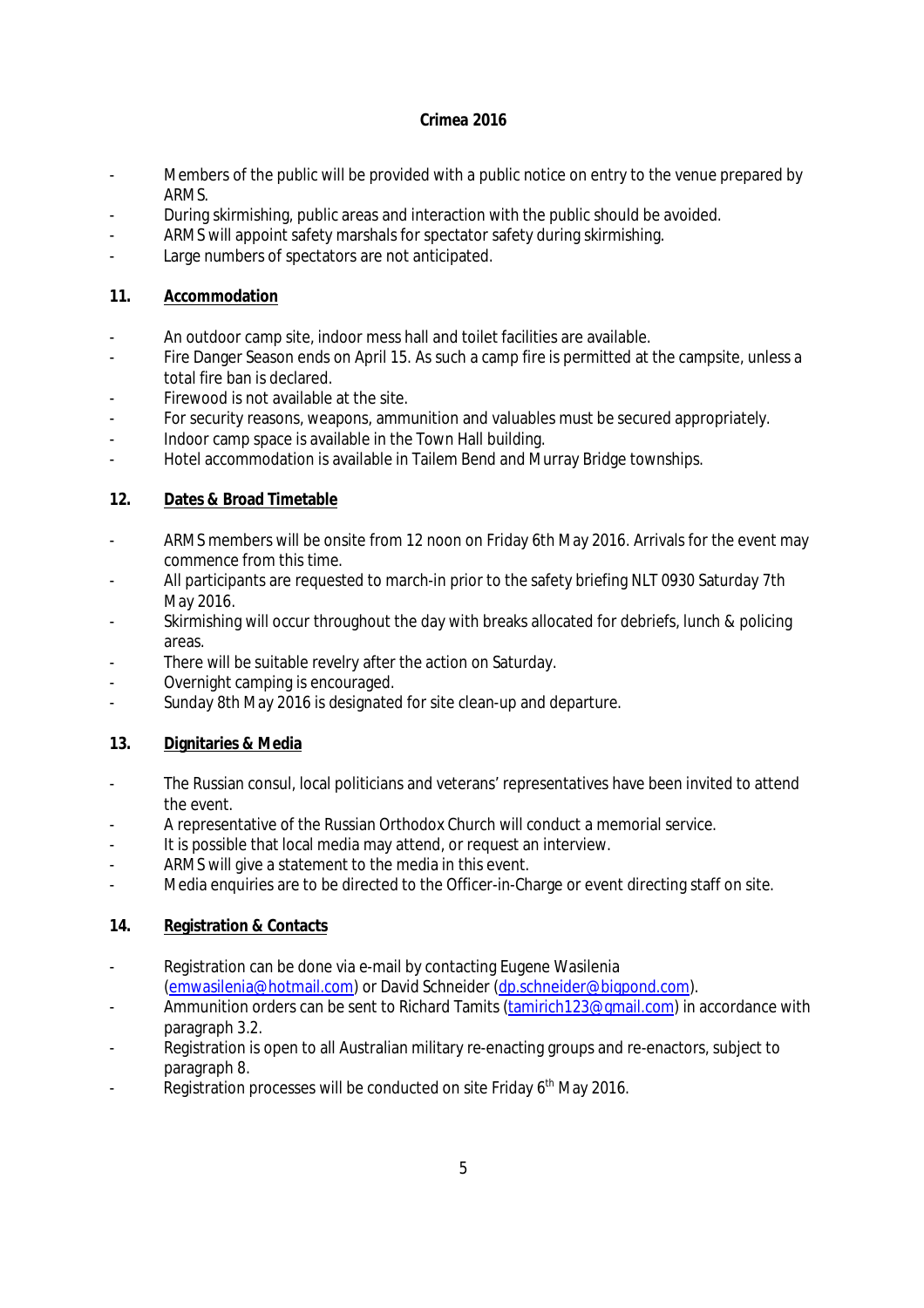**Crimea 2016**

- Members of the public will be provided with a public notice on entry to the venue prepared by ARMS.
- During skirmishing, public areas and interaction with the public should be avoided.
- ARMS will appoint safety marshals for spectator safety during skirmishing.
- Large numbers of spectators are not anticipated.

## 11. Accommodation

- An outdoor camp site, indoor mess hall and toilet facilities are available.
- Fire Danger Season ends on April 15. As such a camp fire is permitted at the campsite, unless a total fire ban is declared.
- Firewood is not available at the site.
- For security reasons, weapons, ammunition and valuables must be secured appropriately.
- Indoor camp space is available in the Town Hall building.
- Hotel accommodation is available in Tailem Bend and Murray Bridge townships.

## 12. Dates & Broad Timetable

- ARMS members will be onsite from 12 noon on Friday 6th May 2016. Arrivals for the event may commence from this time.
- All participants are requested to march-in prior to the safety briefing NLT 0930 Saturday 7th May 2016.
- Skirmishing will occur throughout the day with breaks allocated for debriefs, lunch & policing areas.
- There will be suitable revelry after the action on Saturday.
- Overnight camping is encouraged.
- Sunday 8th May 2016 is designated for site clean-up and departure.

## 13. Dignitaries & Media

- The Russian consul, local politicians and veterans' representatives have been invited to attend the event.
- A representative of the Russian Orthodox Church will conduct a memorial service.
- It is possible that local media may attend, or request an interview.
- ARMS will give a statement to the media in this event.
- Media enquiries are to be directed to the Officer-in-Charge or event directing staff on site.

## 14. Registration & Contacts

- Registration can be done via e-mail by contacting Eugene Wasilenia (emwasilenia@hotmail.com) or David Schneider (dp.schneider@bigpond.com).
- Ammunition orders can be sent to Richard Tamits (tamirich123@gmail.com) in accordance with paragraph 3.2.
- Registration is open to all Australian military re-enacting groups and re-enactors, subject to paragraph 8.
- Registration processes will be conducted on site Friday 6th May 2016.